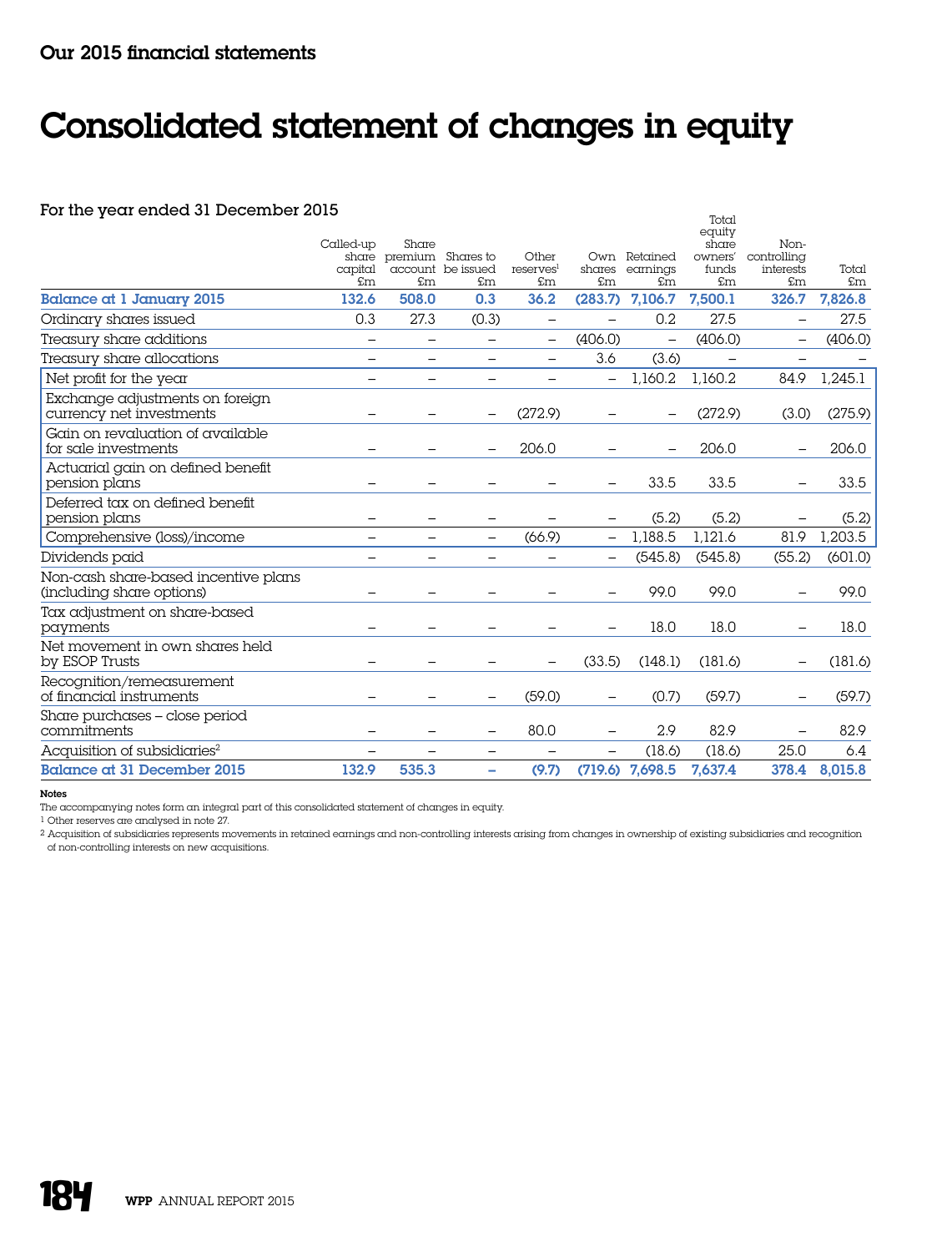## Our 2015 financial statements

# Consolidated statement of changes in equity

For the year ended 31 December 2015

| | Called-up share capital £m | Share premium account £m | Shares to be issued £m | Other reserves[1] £m | Own shares £m | Retained earnings £m | Total equity share owners' funds £m | Non-controlling interests £m | Total £m |
|---|---|---|---|---|---|---|---|---|---|
| **Balance at 1 January 2015** | **132.6** | **508.0** | **0.3** | **36.2** | **(283.7)** | **7,106.7** | **7,500.1** | **326.7** | **7,826.8** |
| Ordinary shares issued | 0.3 | 27.3 | (0.3) | – | – | 0.2 | 27.5 | – | 27.5 |
| Treasury share additions | – | – | – | – | (406.0) | – | (406.0) | – | (406.0) |
| Treasury share allocations | – | – | – | – | 3.6 | (3.6) | – | – | – |
| Net profit for the year | – | – | – | – | – | 1,160.2 | 1,160.2 | 84.9 | 1,245.1 |
| Exchange adjustments on foreign currency net investments | – | – | – | (272.9) | – | – | (272.9) | (3.0) | (275.9) |
| Gain on revaluation of available for sale investments | – | – | – | 206.0 | – | – | 206.0 | – | 206.0 |
| Actuarial gain on defined benefit pension plans | – | – | – | – | – | 33.5 | 33.5 | – | 33.5 |
| Deferred tax on defined benefit pension plans | – | – | – | – | – | (5.2) | (5.2) | – | (5.2) |
| Comprehensive (loss)/income | – | – | – | (66.9) | – | 1,188.5 | 1,121.6 | 81.9 | 1,203.5 |
| Dividends paid | – | – | – | – | – | (545.8) | (545.8) | (55.2) | (601.0) |
| Non-cash share-based incentive plans (including share options) | – | – | – | – | – | 99.0 | 99.0 | – | 99.0 |
| Tax adjustment on share-based payments | – | – | – | – | – | 18.0 | 18.0 | – | 18.0 |
| Net movement in own shares held by ESOP Trusts | – | – | – | – | (33.5) | (148.1) | (181.6) | – | (181.6) |
| Recognition/remeasurement of financial instruments | – | – | – | (59.0) | – | (0.7) | (59.7) | – | (59.7) |
| Share purchases – close period commitments | – | – | – | 80.0 | – | 2.9 | 82.9 | – | 82.9 |
| Acquisition of subsidiaries[2] | – | – | – | – | – | (18.6) | (18.6) | 25.0 | 6.4 |
| **Balance at 31 December 2015** | **132.9** | **535.3** | **–** | **(9.7)** | **(719.6)** | **7,698.5** | **7,637.4** | **378.4** | **8,015.8** |

**Notes**

The accompanying notes form an integral part of this consolidated statement of changes in equity.

[1] Other reserves are analysed in note 27.

[2] Acquisition of subsidiaries represents movements in retained earnings and non-controlling interests arising from changes in ownership of existing subsidiaries and recognition of non-controlling interests on new acquisitions.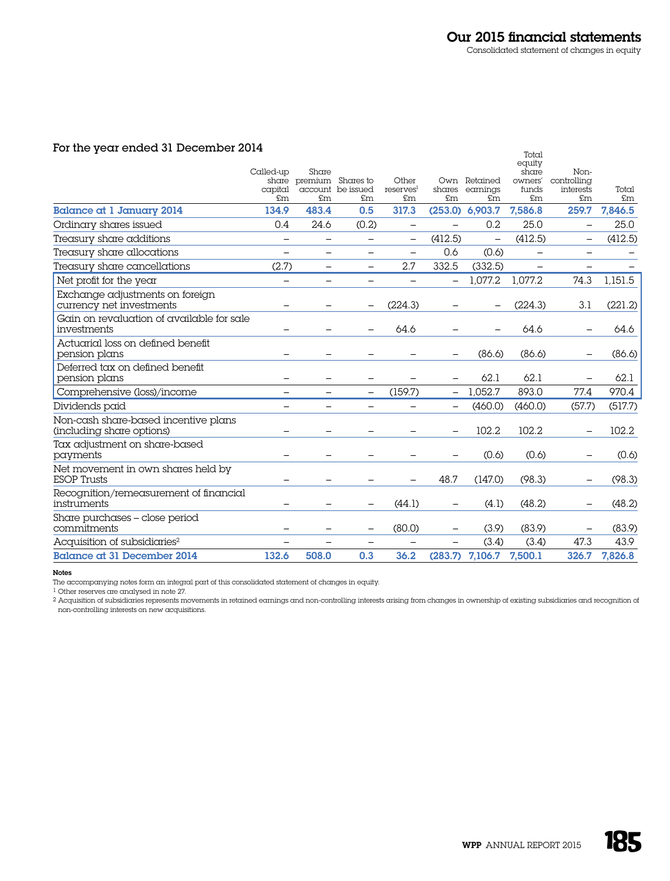For the year ended 31 December 2014

| | Called-up share capital £m | Share premium account £m | Shares to be issued £m | Other reserves[1] £m | Own shares £m | Retained earnings £m | Total equity share owners' funds £m | Non-controlling interests £m | Total £m |
|---|---|---|---|---|---|---|---|---|---|
| **Balance at 1 January 2014** | **134.9** | **483.4** | **0.5** | **317.3** | **(253.0)** | **6,903.7** | **7,586.8** | **259.7** | **7,846.5** |
| Ordinary shares issued | 0.4 | 24.6 | (0.2) | – | – | 0.2 | 25.0 | – | 25.0 |
| Treasury share additions | – | – | – | – | (412.5) | – | (412.5) | – | (412.5) |
| Treasury share allocations | – | – | – | – | 0.6 | (0.6) | – | – | – |
| Treasury share cancellations | (2.7) | – | – | 2.7 | 332.5 | (332.5) | – | – | – |
| Net profit for the year | – | – | – | – | – | 1,077.2 | 1,077.2 | 74.3 | 1,151.5 |
| Exchange adjustments on foreign currency net investments | – | – | – | (224.3) | – | – | (224.3) | 3.1 | (221.2) |
| Gain on revaluation of available for sale investments | – | – | – | 64.6 | – | – | 64.6 | – | 64.6 |
| Actuarial loss on defined benefit pension plans | – | – | – | – | – | (86.6) | (86.6) | – | (86.6) |
| Deferred tax on defined benefit pension plans | – | – | – | – | – | 62.1 | 62.1 | – | 62.1 |
| Comprehensive (loss)/income | – | – | – | (159.7) | – | 1,052.7 | 893.0 | 77.4 | 970.4 |
| Dividends paid | – | – | – | – | – | (460.0) | (460.0) | (57.7) | (517.7) |
| Non-cash share-based incentive plans (including share options) | – | – | – | – | – | 102.2 | 102.2 | – | 102.2 |
| Tax adjustment on share-based payments | – | – | – | – | – | (0.6) | (0.6) | – | (0.6) |
| Net movement in own shares held by ESOP Trusts | – | – | – | – | 48.7 | (147.0) | (98.3) | – | (98.3) |
| Recognition/remeasurement of financial instruments | – | – | – | (44.1) | – | (4.1) | (48.2) | – | (48.2) |
| Share purchases – close period commitments | – | – | – | (80.0) | – | (3.9) | (83.9) | – | (83.9) |
| Acquisition of subsidiaries[2] | – | – | – | – | – | (3.4) | (3.4) | 47.3 | 43.9 |
| **Balance at 31 December 2014** | **132.6** | **508.0** | **0.3** | **36.2** | **(283.7)** | **7,106.7** | **7,500.1** | **326.7** | **7,826.8** |

**Notes**

The accompanying notes form an integral part of this consolidated statement of changes in equity.

[1] Other reserves are analysed in note 27.

[2] Acquisition of subsidiaries represents movements in retained earnings and non-controlling interests arising from changes in ownership of existing subsidiaries and recognition of non-controlling interests on new acquisitions.